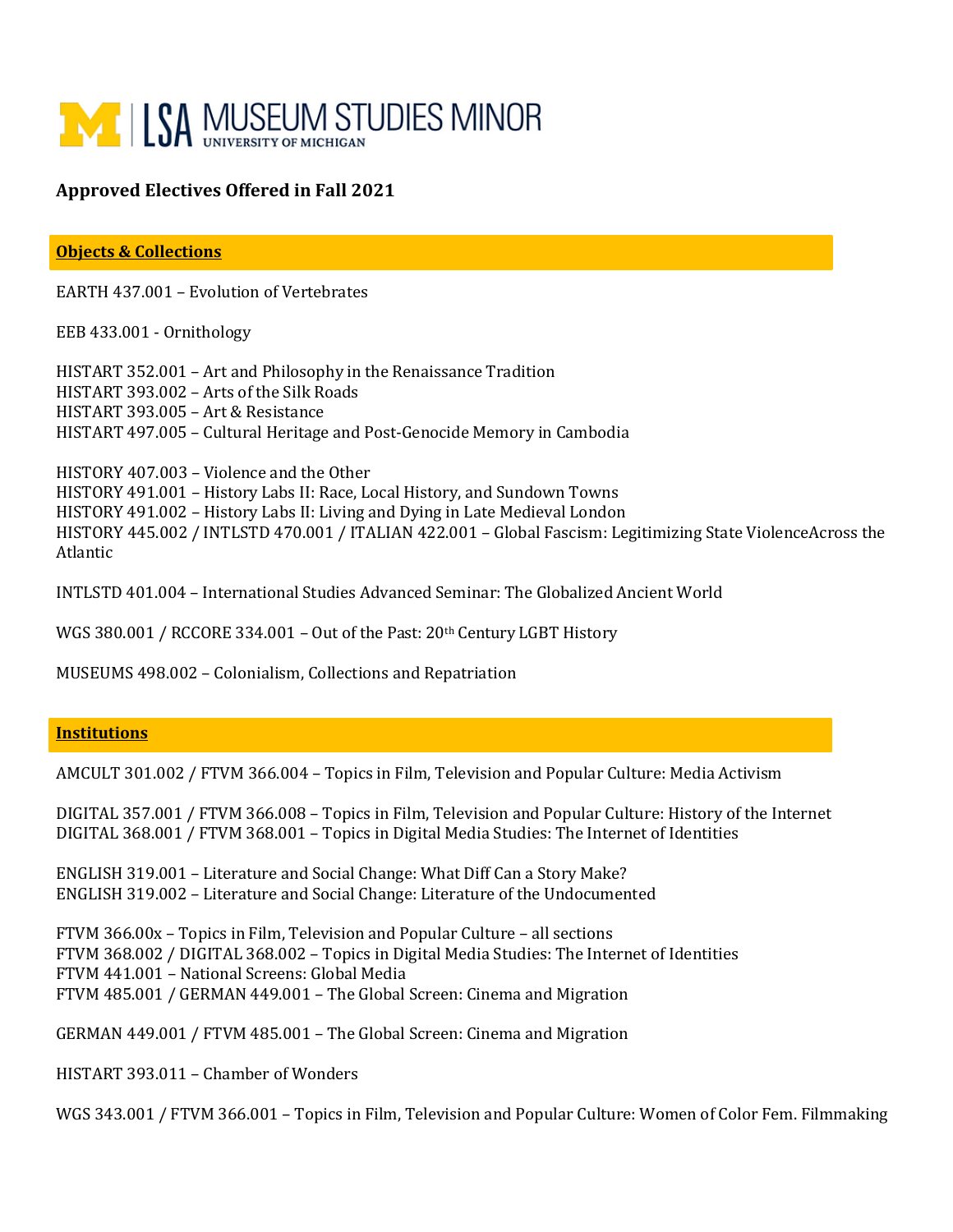# LSA MUSEUM STUDIES MINOR
UNIVERSITY OF MICHIGAN

**Approved Electives Offered in Fall 2021**

## Objects & Collections

EARTH 437.001 – Evolution of Vertebrates

EEB 433.001 - Ornithology

HISTART 352.001 – Art and Philosophy in the Renaissance Tradition
HISTART 393.002 – Arts of the Silk Roads
HISTART 393.005 – Art & Resistance
HISTART 497.005 – Cultural Heritage and Post-Genocide Memory in Cambodia

HISTORY 407.003 – Violence and the Other
HISTORY 491.001 – History Labs II: Race, Local History, and Sundown Towns
HISTORY 491.002 – History Labs II: Living and Dying in Late Medieval London
HISTORY 445.002 / INTLSTD 470.001 / ITALIAN 422.001 – Global Fascism: Legitimizing State ViolenceAcross the Atlantic

INTLSTD 401.004 – International Studies Advanced Seminar: The Globalized Ancient World

WGS 380.001 / RCCORE 334.001 – Out of the Past: 20th Century LGBT History

MUSEUMS 498.002 – Colonialism, Collections and Repatriation

## Institutions

AMCULT 301.002 / FTVM 366.004 – Topics in Film, Television and Popular Culture: Media Activism

DIGITAL 357.001 / FTVM 366.008 – Topics in Film, Television and Popular Culture: History of the Internet
DIGITAL 368.001 / FTVM 368.001 – Topics in Digital Media Studies: The Internet of Identities

ENGLISH 319.001 – Literature and Social Change: What Diff Can a Story Make?
ENGLISH 319.002 – Literature and Social Change: Literature of the Undocumented

FTVM 366.00x – Topics in Film, Television and Popular Culture – all sections
FTVM 368.002 / DIGITAL 368.002 – Topics in Digital Media Studies: The Internet of Identities
FTVM 441.001 – National Screens: Global Media
FTVM 485.001 / GERMAN 449.001 – The Global Screen: Cinema and Migration

GERMAN 449.001 / FTVM 485.001 – The Global Screen: Cinema and Migration

HISTART 393.011 – Chamber of Wonders

WGS 343.001 / FTVM 366.001 – Topics in Film, Television and Popular Culture: Women of Color Fem. Filmmaking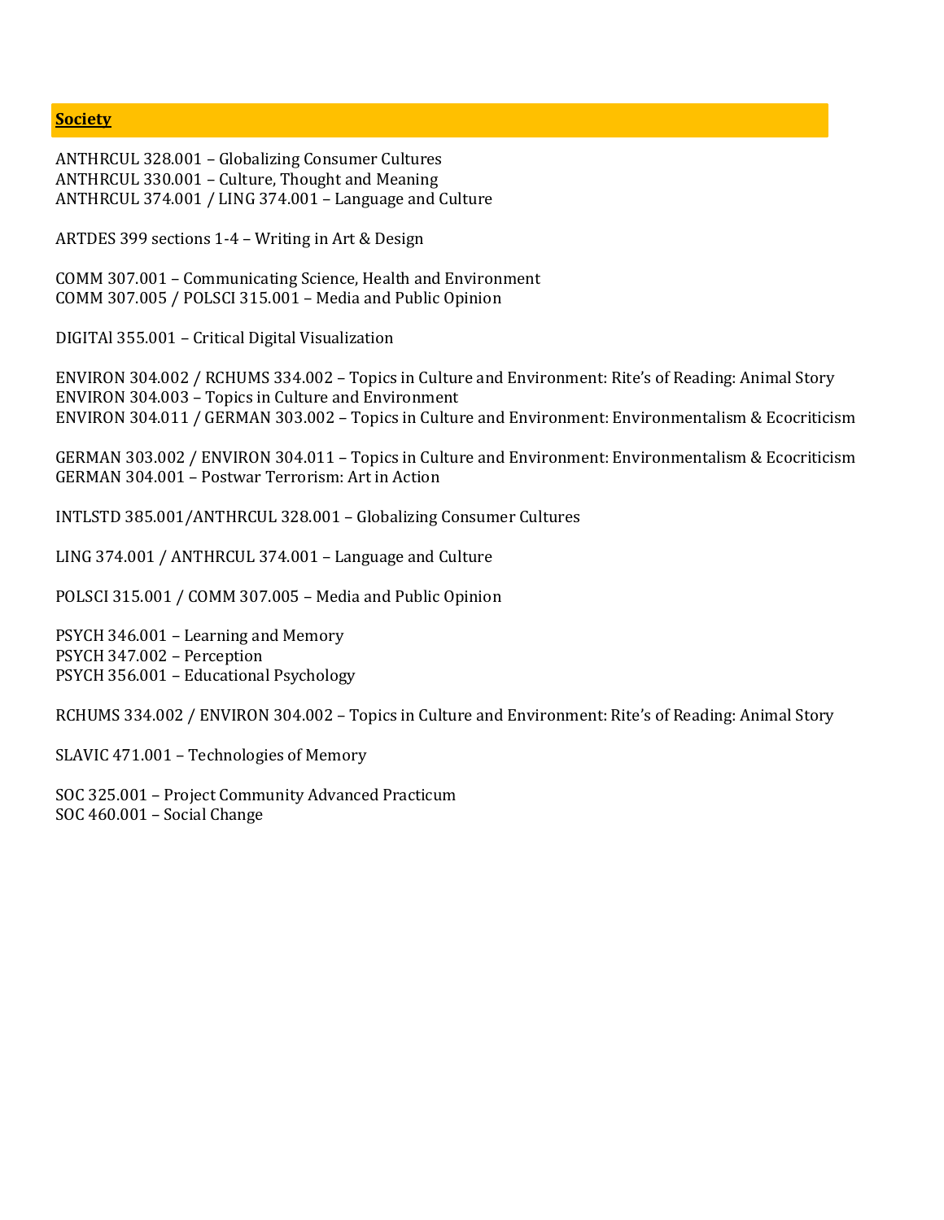## **Society**

ANTHRCUL 328.001 – Globalizing Consumer Cultures
ANTHRCUL 330.001 – Culture, Thought and Meaning
ANTHRCUL 374.001 / LING 374.001 – Language and Culture

ARTDES 399 sections 1-4 – Writing in Art & Design

COMM 307.001 – Communicating Science, Health and Environment
COMM 307.005 / POLSCI 315.001 – Media and Public Opinion

DIGITAl 355.001 – Critical Digital Visualization

ENVIRON 304.002 / RCHUMS 334.002 – Topics in Culture and Environment: Rite's of Reading: Animal Story
ENVIRON 304.003 – Topics in Culture and Environment
ENVIRON 304.011 / GERMAN 303.002 – Topics in Culture and Environment: Environmentalism & Ecocriticism

GERMAN 303.002 / ENVIRON 304.011 – Topics in Culture and Environment: Environmentalism & Ecocriticism
GERMAN 304.001 – Postwar Terrorism: Art in Action

INTLSTD 385.001/ANTHRCUL 328.001 – Globalizing Consumer Cultures

LING 374.001 / ANTHRCUL 374.001 – Language and Culture

POLSCI 315.001 / COMM 307.005 – Media and Public Opinion

PSYCH 346.001 – Learning and Memory
PSYCH 347.002 – Perception
PSYCH 356.001 – Educational Psychology

RCHUMS 334.002 / ENVIRON 304.002 – Topics in Culture and Environment: Rite's of Reading: Animal Story

SLAVIC 471.001 – Technologies of Memory

SOC 325.001 – Project Community Advanced Practicum
SOC 460.001 – Social Change